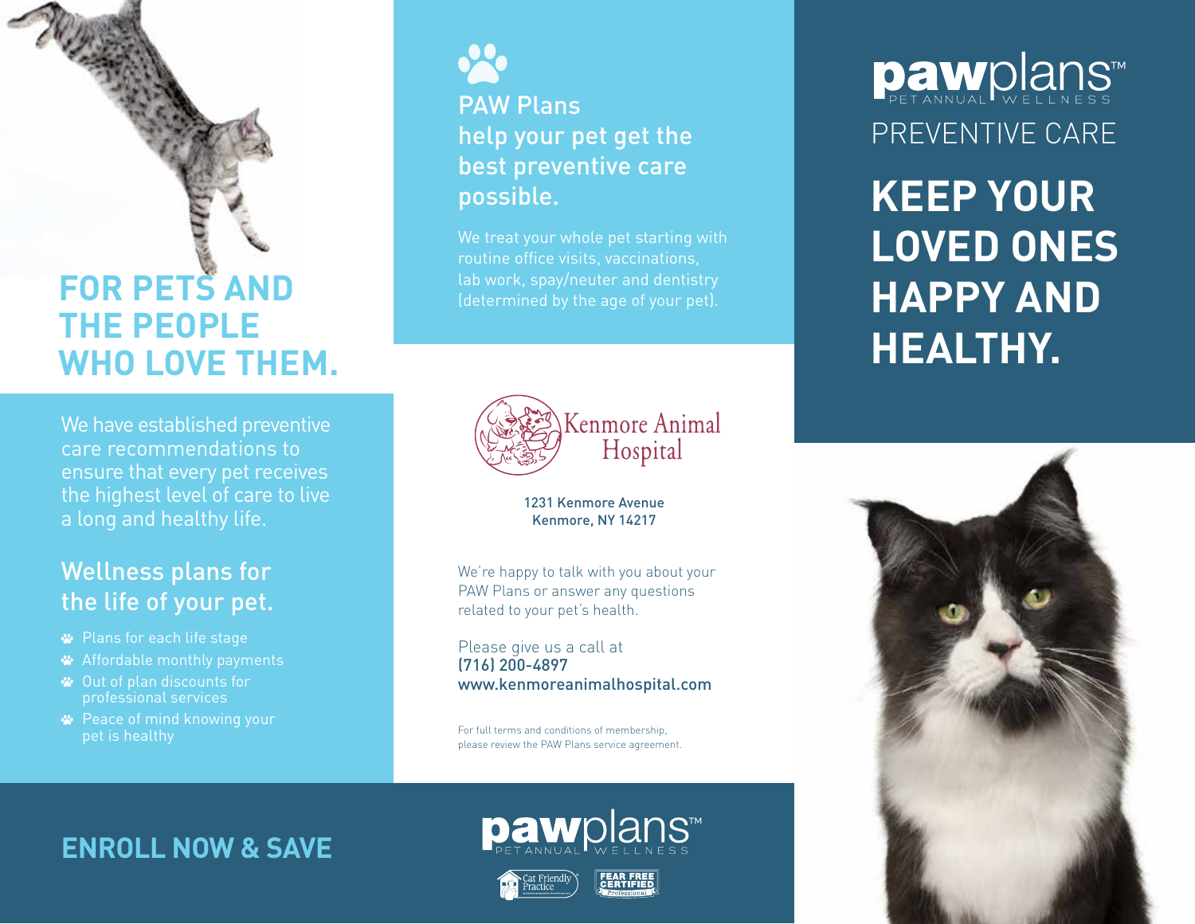# FOR PETS AND THE PEOPLE WHO LOVE THEM.

We have established preventive care recommendations to ensure that every pet receives the highest level of care to live a long and healthy life.

## Wellness plans for the life of your pet.

- Plans for each life stage
- Affordable monthly payments
- Out of plan discounts for professional services
- Peace of mind knowing your pet is healthy

## ENROLL NOW & SAVE

## PAW Plans help your pet get the best preventive care possible.

We treat your whole pet starting with routine office visits, vaccinations, lab work, spay/neuter and dentistry (determined by the age of your pet).

Kenmore Animal Hospital

1231 Kenmore Avenue
Kenmore, NY 14217

We're happy to talk with you about your PAW Plans or answer any questions related to your pet's health.

Please give us a call at
(716) 200-4897
www.kenmoreanimalhospital.com

For full terms and conditions of membership, please review the PAW Plans service agreement.

pawplans™ PET ANNUAL WELLNESS

Cat Friendly Practice

FEAR FREE CERTIFIED Professional

pawplans™ PET ANNUAL WELLNESS

PREVENTIVE CARE

# KEEP YOUR LOVED ONES HAPPY AND HEALTHY.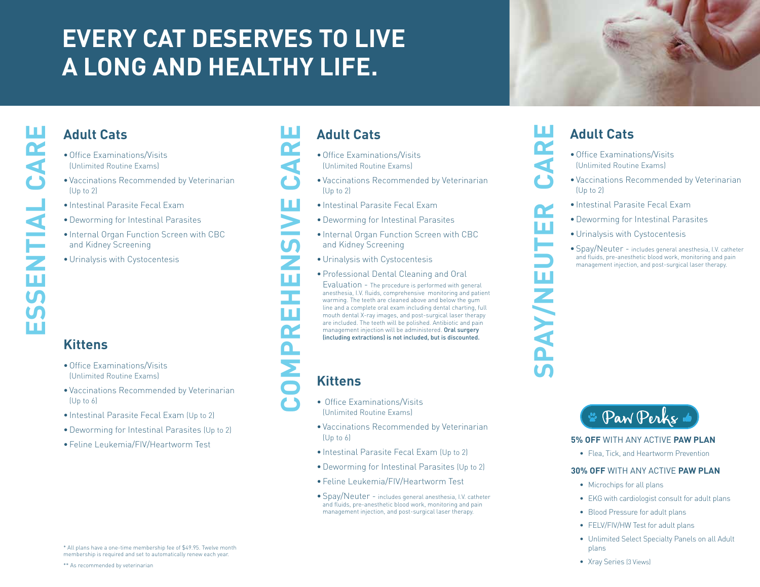# EVERY CAT DESERVES TO LIVE A LONG AND HEALTHY LIFE.

## ESSENTIAL CARE

### Adult Cats

- Office Examinations/Visits (Unlimited Routine Exams)
- Vaccinations Recommended by Veterinarian (Up to 2)
- Intestinal Parasite Fecal Exam
- Deworming for Intestinal Parasites
- Internal Organ Function Screen with CBC and Kidney Screening
- Urinalysis with Cystocentesis

### Kittens

- Office Examinations/Visits (Unlimited Routine Exams)
- Vaccinations Recommended by Veterinarian (Up to 6)
- Intestinal Parasite Fecal Exam (Up to 2)
- Deworming for Intestinal Parasites (Up to 2)
- Feline Leukemia/FIV/Heartworm Test

\* All plans have a one-time membership fee of $49.95. Twelve month membership is required and set to automatically renew each year.

\*\* As recommended by veterinarian

## COMPREHENSIVE CARE

### Adult Cats

- Office Examinations/Visits (Unlimited Routine Exams)
- Vaccinations Recommended by Veterinarian (Up to 2)
- Intestinal Parasite Fecal Exam
- Deworming for Intestinal Parasites
- Internal Organ Function Screen with CBC and Kidney Screening
- Urinalysis with Cystocentesis
- Professional Dental Cleaning and Oral Evaluation - The procedure is performed with general anesthesia, I.V. fluids, comprehensive monitoring and patient warming. The teeth are cleaned above and below the gum line and a complete oral exam including dental charting, full mouth dental X-ray images, and post-surgical laser therapy are included. The teeth will be polished. Antibiotic and pain management injection will be administered. **Oral surgery (including extractions) is not included, but is discounted.**

### Kittens

- Office Examinations/Visits (Unlimited Routine Exams)
- Vaccinations Recommended by Veterinarian (Up to 6)
- Intestinal Parasite Fecal Exam (Up to 2)
- Deworming for Intestinal Parasites (Up to 2)
- Feline Leukemia/FIV/Heartworm Test
- Spay/Neuter - includes general anesthesia, I.V. catheter and fluids, pre-anesthetic blood work, monitoring and pain management injection, and post-surgical laser therapy.

## SPAY/NEUTER CARE

### Adult Cats

- Office Examinations/Visits (Unlimited Routine Exams)
- Vaccinations Recommended by Veterinarian (Up to 2)
- Intestinal Parasite Fecal Exam
- Deworming for Intestinal Parasites
- Urinalysis with Cystocentesis
- Spay/Neuter - includes general anesthesia, I.V. catheter and fluids, pre-anesthetic blood work, monitoring and pain management injection, and post-surgical laser therapy.

## Paw Perks

**5% OFF** WITH ANY ACTIVE **PAW PLAN**

- Flea, Tick, and Heartworm Prevention

**30% OFF** WITH ANY ACTIVE **PAW PLAN**

- Microchips for all plans
- EKG with cardiologist consult for adult plans
- Blood Pressure for adult plans
- FELV/FIV/HW Test for adult plans
- Unlimited Select Specialty Panels on all Adult plans
- Xray Series (3 Views)